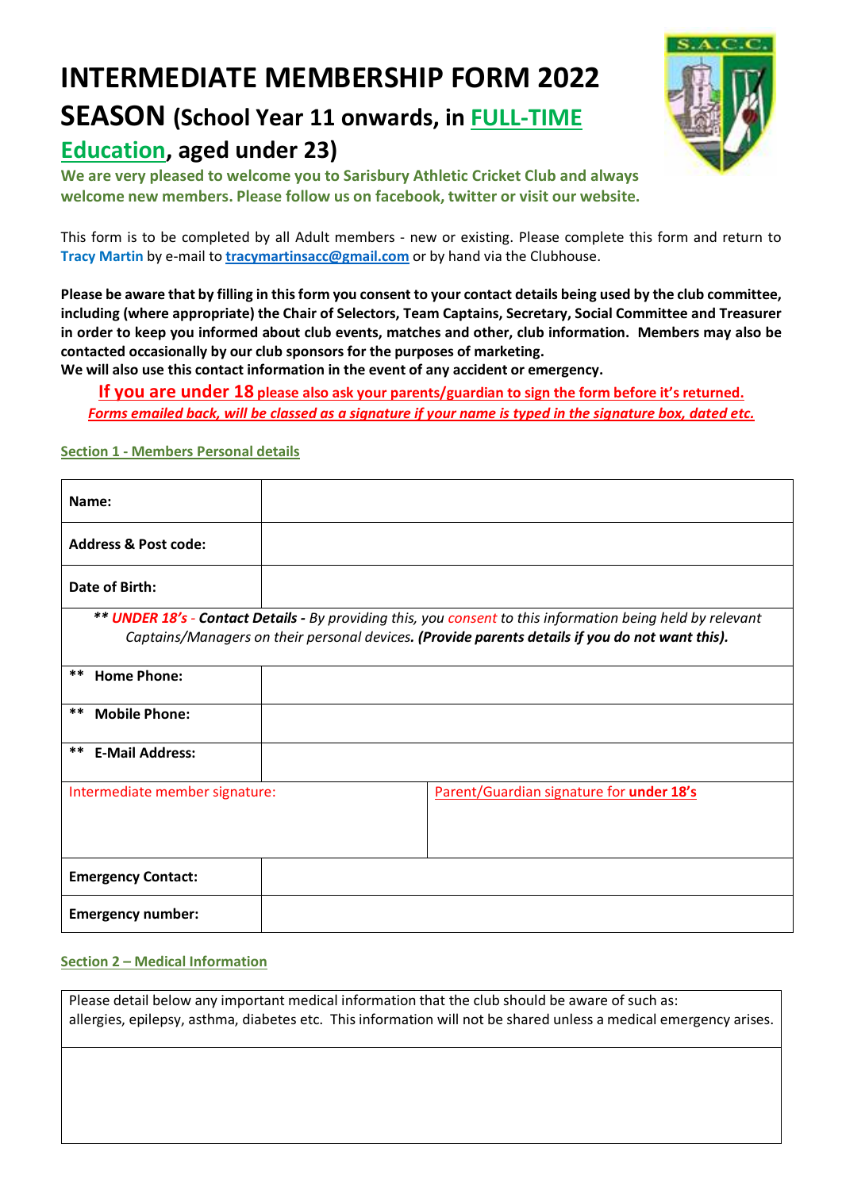# INTERMEDIATE MEMBERSHIP FORM 2022 SEASON (School Year 11 onwards, in FULL-TIME Education, aged under 23)

**We are very pleased to welcome you to Sarisbury Athletic Cricket Club and always welcome new members. Please follow us on facebook, twitter or visit our website.**

This form is to be completed by all Adult members - new or existing. Please complete this form and return to **Tracy Martin** by e-mail to **tracymartinsacc@gmail.com** or by hand via the Clubhouse.

**Please be aware that by filling in this form you consent to your contact details being used by the club committee, including (where appropriate) the Chair of Selectors, Team Captains, Secretary, Social Committee and Treasurer in order to keep you informed about club events, matches and other, club information. Members may also be contacted occasionally by our club sponsors for the purposes of marketing.**
**We will also use this contact information in the event of any accident or emergency.**

**If you are under 18 please also ask your parents/guardian to sign the form before it's returned.**
*Forms emailed back, will be classed as a signature if your name is typed in the signature box, dated etc.*

## Section 1 - Members Personal details

| | |
|---|---|
| **Name:** | |
| **Address & Post code:** | |
| **Date of Birth:** | |
| *\*\* **UNDER 18's** - **Contact Details** - By providing this, you consent to this information being held by relevant Captains/Managers on their personal devices. **(Provide parents details if you do not want this).*** | |
| **\*\* Home Phone:** | |
| **\*\* Mobile Phone:** | |
| **\*\* E-Mail Address:** | |
| Intermediate member signature: | Parent/Guardian signature for **under 18's** |
| **Emergency Contact:** | |
| **Emergency number:** | |

## Section 2 – Medical Information

| Please detail below any important medical information that the club should be aware of such as: allergies, epilepsy, asthma, diabetes etc. This information will not be shared unless a medical emergency arises. |
|---|
| |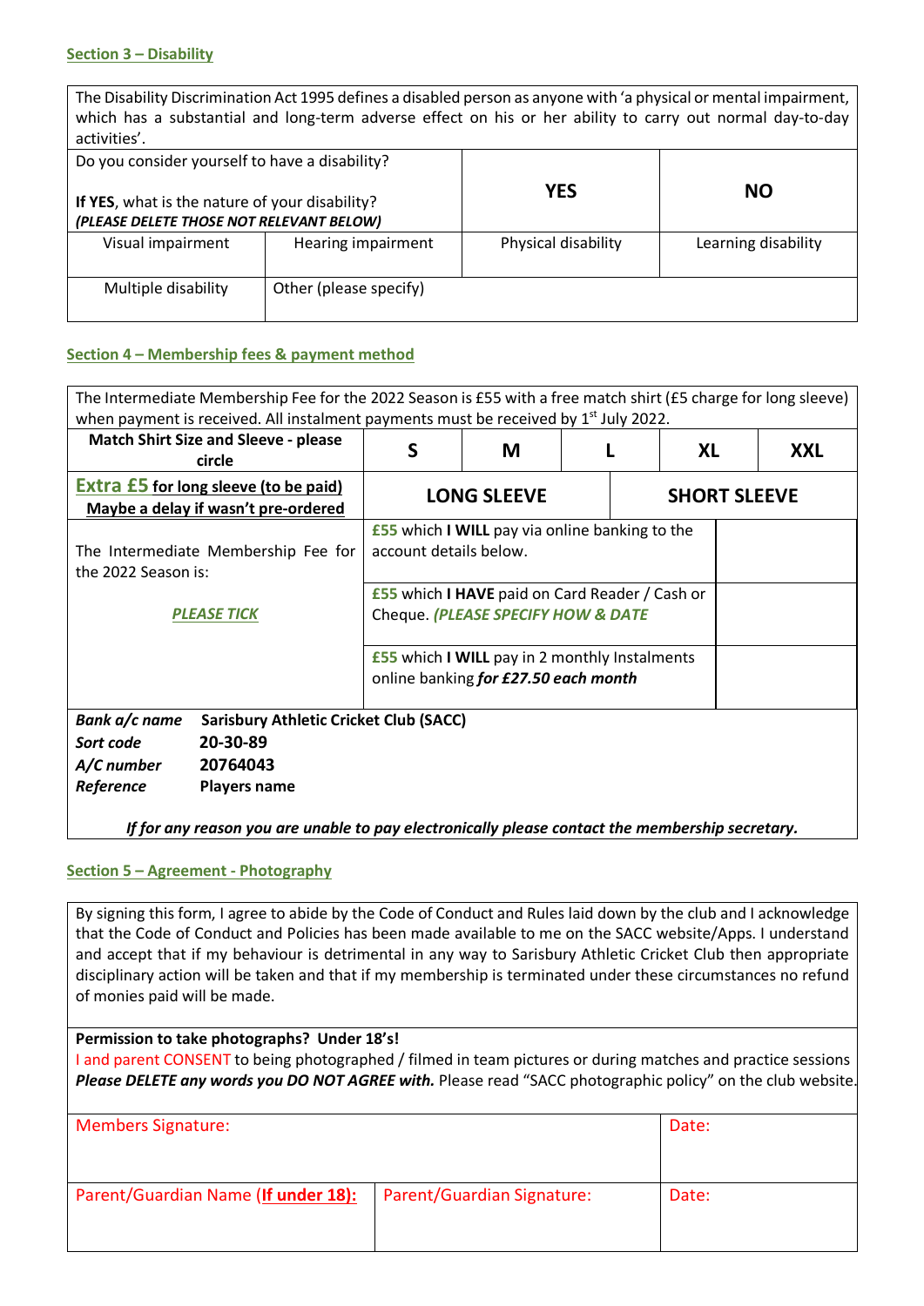## Section 3 – Disability

| The Disability Discrimination Act 1995 defines a disabled person as anyone with 'a physical or mental impairment, which has a substantial and long-term adverse effect on his or her ability to carry out normal day-to-day activities'. | | | |
|---|---|---|---|
| Do you consider yourself to have a disability?<br><br>**If YES**, what is the nature of your disability?<br>***(PLEASE DELETE THOSE NOT RELEVANT BELOW)*** | | **YES** | **NO** |
| Visual impairment | Hearing impairment | Physical disability | Learning disability |
| Multiple disability | Other (please specify) | | |

## Section 4 – Membership fees & payment method

| The Intermediate Membership Fee for the 2022 Season is £55 with a free match shirt (£5 charge for long sleeve) when payment is received. All instalment payments must be received by 1st July 2022. | | | | | |
|---|---|---|---|---|---|
| **Match Shirt Size and Sleeve - please circle** | **S** | **M** | **L** | **XL** | **XXL** |
| **Extra £5 for long sleeve (to be paid) Maybe a delay if wasn't pre-ordered** | **LONG SLEEVE** | | | **SHORT SLEEVE** | |
| The Intermediate Membership Fee for the 2022 Season is:<br><br>***PLEASE TICK*** | £55 which **I WILL** pay via online banking to the account details below. | | | | |
| | £55 which **I HAVE** paid on Card Reader / Cash or Cheque. ***(PLEASE SPECIFY HOW & DATE*** | | | | |
| | £55 which **I WILL** pay in 2 monthly Instalments online banking ***for £27.50 each month*** | | | | |

***Bank a/c name*** **Sarisbury Athletic Cricket Club (SACC)**
***Sort code*** **20-30-89**
***A/C number*** **20764043**
***Reference*** **Players name**

***If for any reason you are unable to pay electronically please contact the membership secretary.***

## Section 5 – Agreement - Photography

By signing this form, I agree to abide by the Code of Conduct and Rules laid down by the club and I acknowledge that the Code of Conduct and Policies has been made available to me on the SACC website/Apps. I understand and accept that if my behaviour is detrimental in any way to Sarisbury Athletic Cricket Club then appropriate disciplinary action will be taken and that if my membership is terminated under these circumstances no refund of monies paid will be made.

**Permission to take photographs? Under 18's!**
I and parent CONSENT to being photographed / filmed in team pictures or during matches and practice sessions ***Please DELETE any words you DO NOT AGREE with.*** Please read "SACC photographic policy" on the club website.

| Members Signature: | | Date: |
|---|---|---|
| Parent/Guardian Name (**If under 18**): | Parent/Guardian Signature: | Date: |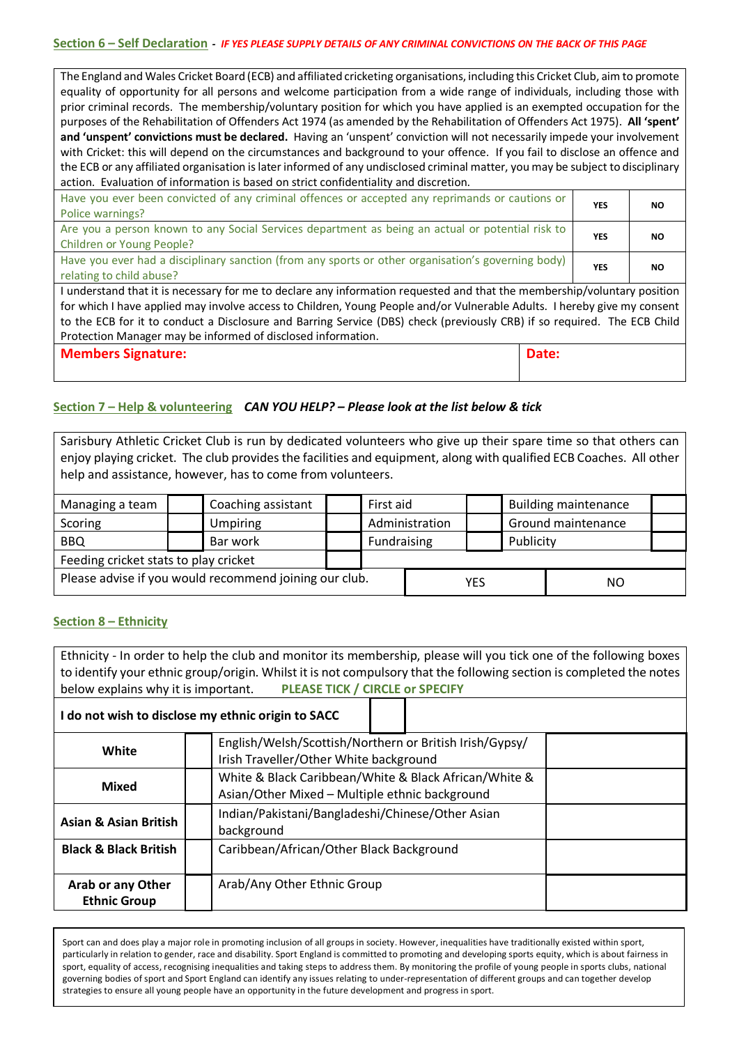## Section 6 – Self Declaration - *IF YES PLEASE SUPPLY DETAILS OF ANY CRIMINAL CONVICTIONS ON THE BACK OF THIS PAGE*

The England and Wales Cricket Board (ECB) and affiliated cricketing organisations, including this Cricket Club, aim to promote equality of opportunity for all persons and welcome participation from a wide range of individuals, including those with prior criminal records. The membership/voluntary position for which you have applied is an exempted occupation for the purposes of the Rehabilitation of Offenders Act 1974 (as amended by the Rehabilitation of Offenders Act 1975). **All 'spent' and 'unspent' convictions must be declared.** Having an 'unspent' conviction will not necessarily impede your involvement with Cricket: this will depend on the circumstances and background to your offence. If you fail to disclose an offence and the ECB or any affiliated organisation is later informed of any undisclosed criminal matter, you may be subject to disciplinary action. Evaluation of information is based on strict confidentiality and discretion.

| | | |
|---|---|---|
| Have you ever been convicted of any criminal offences or accepted any reprimands or cautions or Police warnings? | **YES** | **NO** |
| Are you a person known to any Social Services department as being an actual or potential risk to Children or Young People? | **YES** | **NO** |
| Have you ever had a disciplinary sanction (from any sports or other organisation's governing body) relating to child abuse? | **YES** | **NO** |

I understand that it is necessary for me to declare any information requested and that the membership/voluntary position for which I have applied may involve access to Children, Young People and/or Vulnerable Adults. I hereby give my consent to the ECB for it to conduct a Disclosure and Barring Service (DBS) check (previously CRB) if so required. The ECB Child Protection Manager may be informed of disclosed information.

| | |
|---|---|
| **Members Signature:** | **Date:** |

## Section 7 – Help & volunteering *CAN YOU HELP? – Please look at the list below & tick*

Sarisbury Athletic Cricket Club is run by dedicated volunteers who give up their spare time so that others can enjoy playing cricket. The club provides the facilities and equipment, along with qualified ECB Coaches. All other help and assistance, however, has to come from volunteers.

| | | | | | | | |
|---|---|---|---|---|---|---|---|
| Managing a team | | Coaching assistant | | First aid | | Building maintenance | |
| Scoring | | Umpiring | | Administration | | Ground maintenance | |
| BBQ | | Bar work | | Fundraising | | Publicity | |
| Feeding cricket stats to play cricket | | | | | | | |
| Please advise if you would recommend joining our club. | | | | YES | | NO | |

## Section 8 – Ethnicity

Ethnicity - In order to help the club and monitor its membership, please will you tick one of the following boxes to identify your ethnic group/origin. Whilst it is not compulsory that the following section is completed the notes below explains why it is important. **PLEASE TICK / CIRCLE or SPECIFY**

| | | | |
|---|---|---|---|
| **I do not wish to disclose my ethnic origin to SACC** | | | |
| **White** | | English/Welsh/Scottish/Northern or British Irish/Gypsy/ Irish Traveller/Other White background | |
| **Mixed** | | White & Black Caribbean/White & Black African/White & Asian/Other Mixed – Multiple ethnic background | |
| **Asian & Asian British** | | Indian/Pakistani/Bangladeshi/Chinese/Other Asian background | |
| **Black & Black British** | | Caribbean/African/Other Black Background | |
| **Arab or any Other Ethnic Group** | | Arab/Any Other Ethnic Group | |

Sport can and does play a major role in promoting inclusion of all groups in society. However, inequalities have traditionally existed within sport, particularly in relation to gender, race and disability. Sport England is committed to promoting and developing sports equity, which is about fairness in sport, equality of access, recognising inequalities and taking steps to address them. By monitoring the profile of young people in sports clubs, national governing bodies of sport and Sport England can identify any issues relating to under-representation of different groups and can together develop strategies to ensure all young people have an opportunity in the future development and progress in sport.